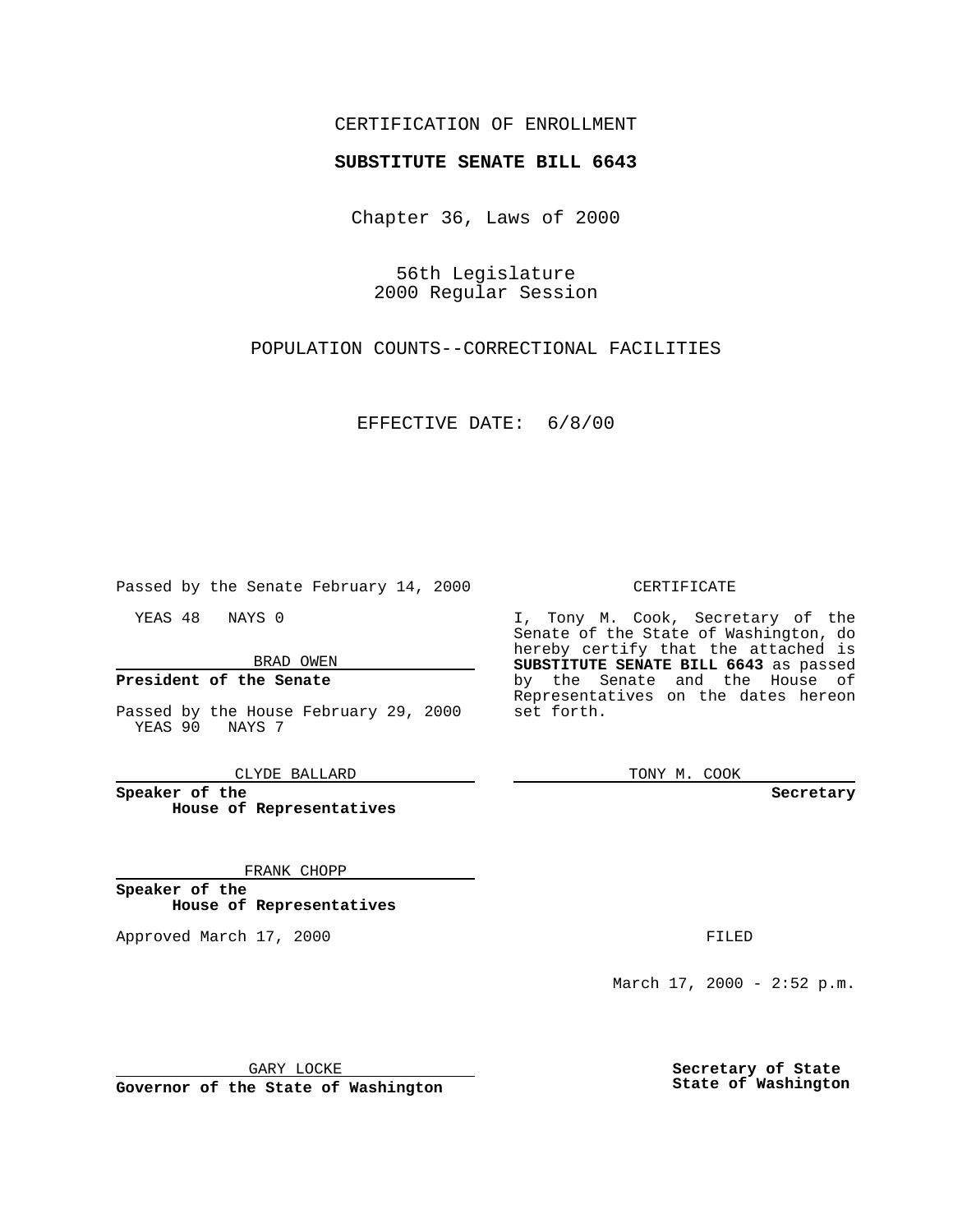CERTIFICATION OF ENROLLMENT

**SUBSTITUTE SENATE BILL 6643**

Chapter 36, Laws of 2000

56th Legislature
2000 Regular Session

POPULATION COUNTS--CORRECTIONAL FACILITIES

EFFECTIVE DATE: 6/8/00

Passed by the Senate February 14, 2000

YEAS 48 NAYS 0

BRAD OWEN

**President of the Senate**

Passed by the House February 29, 2000
YEAS 90 NAYS 7

CLYDE BALLARD

**Speaker of the House of Representatives**

FRANK CHOPP

**Speaker of the House of Representatives**

Approved March 17, 2000

GARY LOCKE

**Governor of the State of Washington**

CERTIFICATE

I, Tony M. Cook, Secretary of the Senate of the State of Washington, do hereby certify that the attached is **SUBSTITUTE SENATE BILL 6643** as passed by the Senate and the House of Representatives on the dates hereon set forth.

TONY M. COOK

**Secretary**

FILED

March 17, 2000 - 2:52 p.m.

**Secretary of State**
**State of Washington**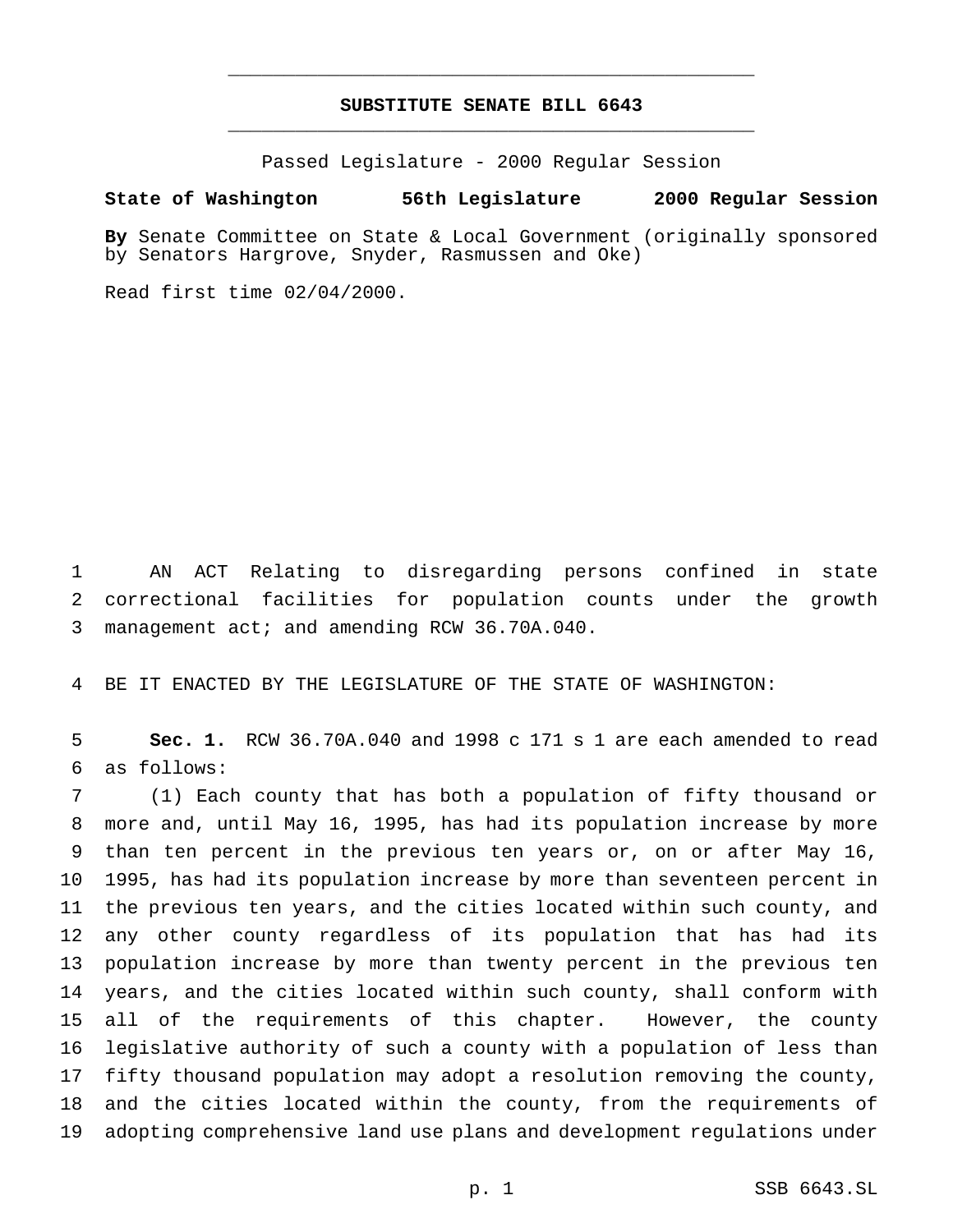# SUBSTITUTE SENATE BILL 6643

Passed Legislature - 2000 Regular Session

**State of Washington 56th Legislature 2000 Regular Session**

**By** Senate Committee on State & Local Government (originally sponsored by Senators Hargrove, Snyder, Rasmussen and Oke)

Read first time 02/04/2000.

AN ACT Relating to disregarding persons confined in state correctional facilities for population counts under the growth management act; and amending RCW 36.70A.040.

BE IT ENACTED BY THE LEGISLATURE OF THE STATE OF WASHINGTON:

**Sec. 1.** RCW 36.70A.040 and 1998 c 171 s 1 are each amended to read as follows:

(1) Each county that has both a population of fifty thousand or more and, until May 16, 1995, has had its population increase by more than ten percent in the previous ten years or, on or after May 16, 1995, has had its population increase by more than seventeen percent in the previous ten years, and the cities located within such county, and any other county regardless of its population that has had its population increase by more than twenty percent in the previous ten years, and the cities located within such county, shall conform with all of the requirements of this chapter. However, the county legislative authority of such a county with a population of less than fifty thousand population may adopt a resolution removing the county, and the cities located within the county, from the requirements of adopting comprehensive land use plans and development regulations under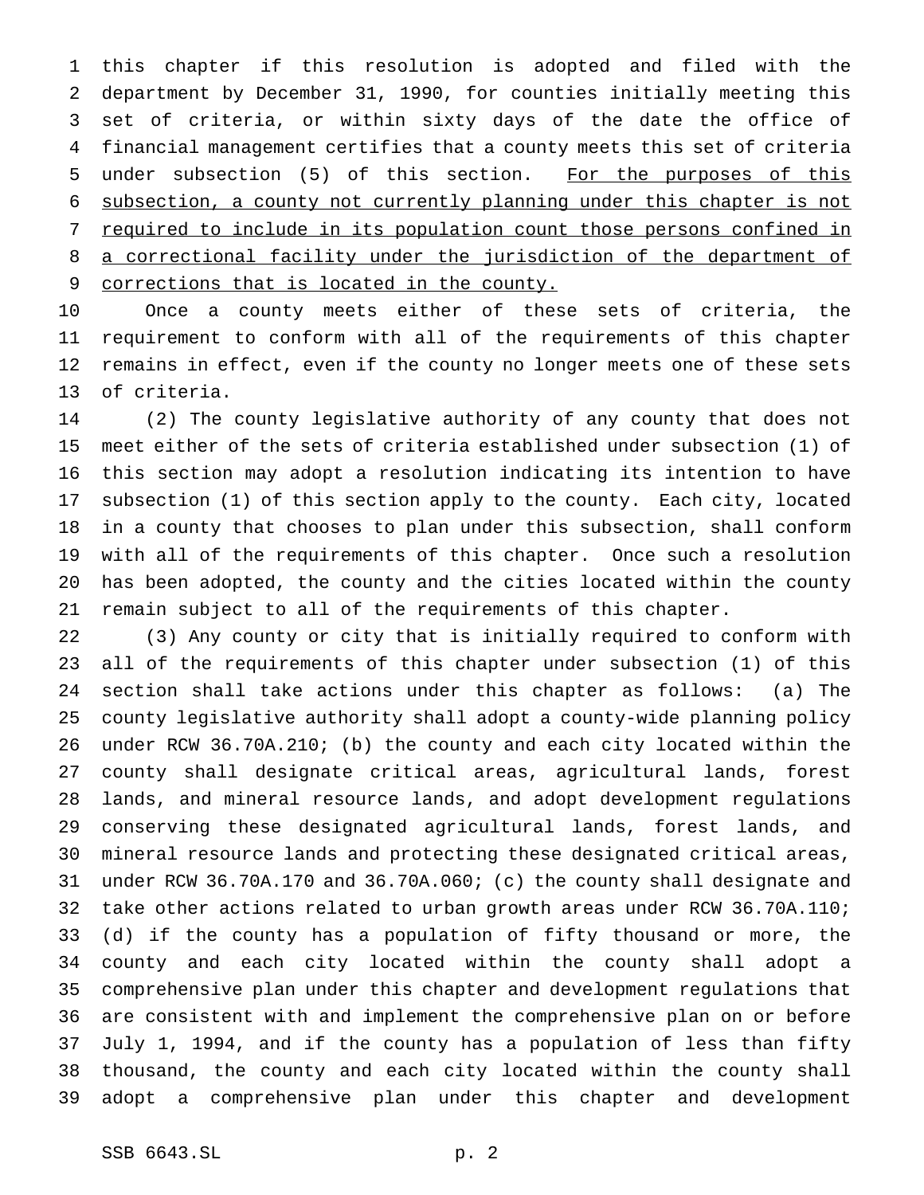this chapter if this resolution is adopted and filed with the department by December 31, 1990, for counties initially meeting this set of criteria, or within sixty days of the date the office of financial management certifies that a county meets this set of criteria under subsection (5) of this section. <u>For the purposes of this subsection, a county not currently planning under this chapter is not required to include in its population count those persons confined in a correctional facility under the jurisdiction of the department of corrections that is located in the county.</u>

Once a county meets either of these sets of criteria, the requirement to conform with all of the requirements of this chapter remains in effect, even if the county no longer meets one of these sets of criteria.

(2) The county legislative authority of any county that does not meet either of the sets of criteria established under subsection (1) of this section may adopt a resolution indicating its intention to have subsection (1) of this section apply to the county. Each city, located in a county that chooses to plan under this subsection, shall conform with all of the requirements of this chapter. Once such a resolution has been adopted, the county and the cities located within the county remain subject to all of the requirements of this chapter.

(3) Any county or city that is initially required to conform with all of the requirements of this chapter under subsection (1) of this section shall take actions under this chapter as follows: (a) The county legislative authority shall adopt a county-wide planning policy under RCW 36.70A.210; (b) the county and each city located within the county shall designate critical areas, agricultural lands, forest lands, and mineral resource lands, and adopt development regulations conserving these designated agricultural lands, forest lands, and mineral resource lands and protecting these designated critical areas, under RCW 36.70A.170 and 36.70A.060; (c) the county shall designate and take other actions related to urban growth areas under RCW 36.70A.110; (d) if the county has a population of fifty thousand or more, the county and each city located within the county shall adopt a comprehensive plan under this chapter and development regulations that are consistent with and implement the comprehensive plan on or before July 1, 1994, and if the county has a population of less than fifty thousand, the county and each city located within the county shall adopt a comprehensive plan under this chapter and development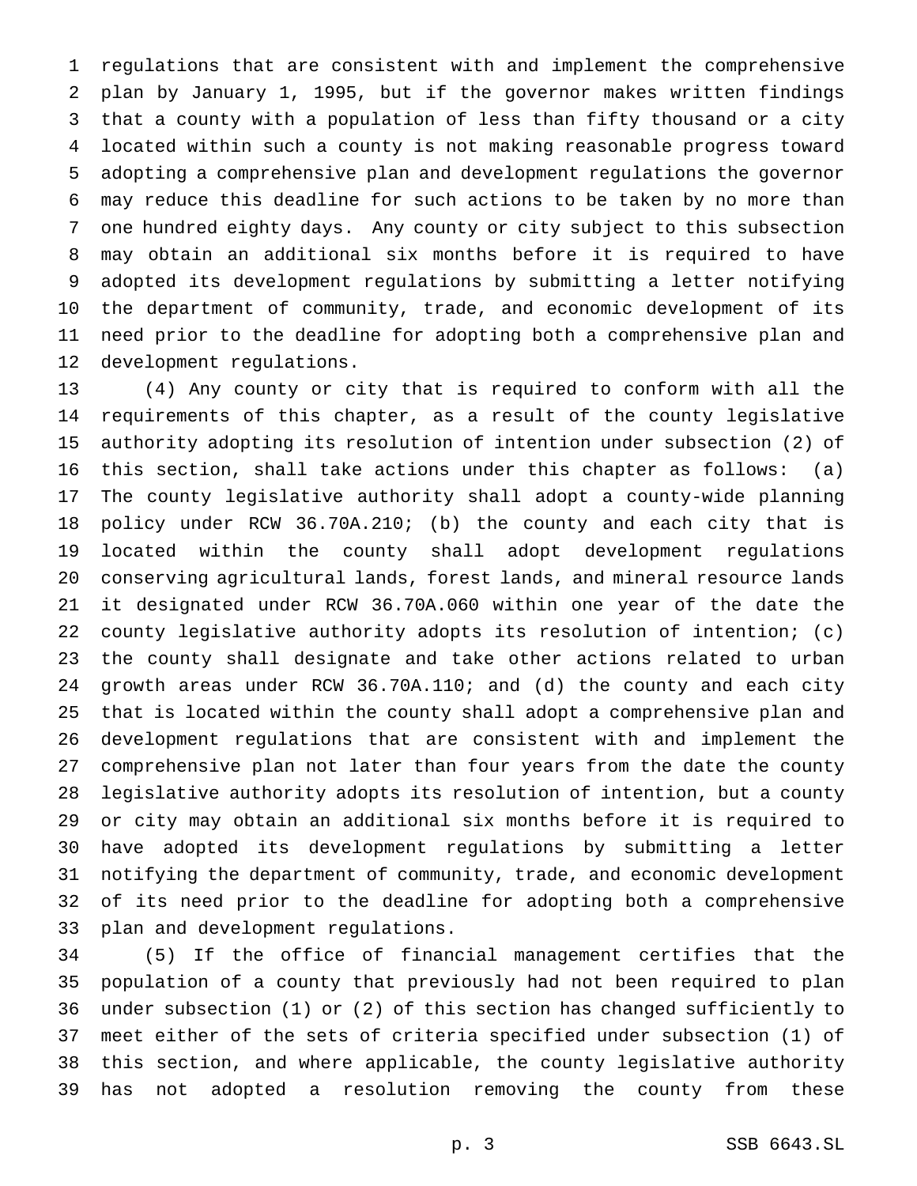regulations that are consistent with and implement the comprehensive plan by January 1, 1995, but if the governor makes written findings that a county with a population of less than fifty thousand or a city located within such a county is not making reasonable progress toward adopting a comprehensive plan and development regulations the governor may reduce this deadline for such actions to be taken by no more than one hundred eighty days. Any county or city subject to this subsection may obtain an additional six months before it is required to have adopted its development regulations by submitting a letter notifying the department of community, trade, and economic development of its need prior to the deadline for adopting both a comprehensive plan and development regulations.

(4) Any county or city that is required to conform with all the requirements of this chapter, as a result of the county legislative authority adopting its resolution of intention under subsection (2) of this section, shall take actions under this chapter as follows: (a) The county legislative authority shall adopt a county-wide planning policy under RCW 36.70A.210; (b) the county and each city that is located within the county shall adopt development regulations conserving agricultural lands, forest lands, and mineral resource lands it designated under RCW 36.70A.060 within one year of the date the county legislative authority adopts its resolution of intention; (c) the county shall designate and take other actions related to urban growth areas under RCW 36.70A.110; and (d) the county and each city that is located within the county shall adopt a comprehensive plan and development regulations that are consistent with and implement the comprehensive plan not later than four years from the date the county legislative authority adopts its resolution of intention, but a county or city may obtain an additional six months before it is required to have adopted its development regulations by submitting a letter notifying the department of community, trade, and economic development of its need prior to the deadline for adopting both a comprehensive plan and development regulations.

(5) If the office of financial management certifies that the population of a county that previously had not been required to plan under subsection (1) or (2) of this section has changed sufficiently to meet either of the sets of criteria specified under subsection (1) of this section, and where applicable, the county legislative authority has not adopted a resolution removing the county from these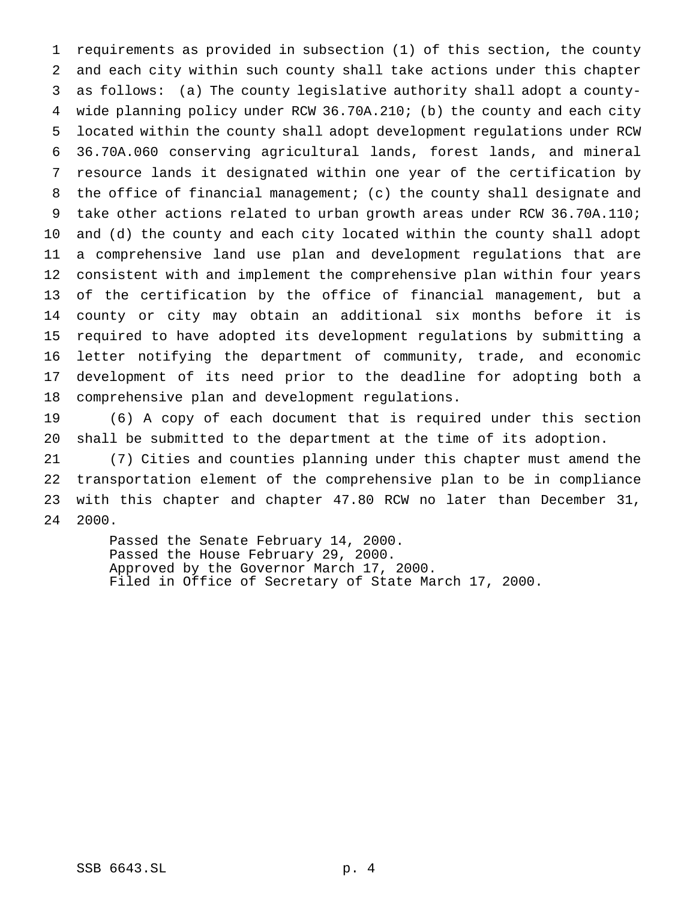requirements as provided in subsection (1) of this section, the county and each city within such county shall take actions under this chapter as follows: (a) The county legislative authority shall adopt a county-wide planning policy under RCW 36.70A.210; (b) the county and each city located within the county shall adopt development regulations under RCW 36.70A.060 conserving agricultural lands, forest lands, and mineral resource lands it designated within one year of the certification by the office of financial management; (c) the county shall designate and take other actions related to urban growth areas under RCW 36.70A.110; and (d) the county and each city located within the county shall adopt a comprehensive land use plan and development regulations that are consistent with and implement the comprehensive plan within four years of the certification by the office of financial management, but a county or city may obtain an additional six months before it is required to have adopted its development regulations by submitting a letter notifying the department of community, trade, and economic development of its need prior to the deadline for adopting both a comprehensive plan and development regulations.

(6) A copy of each document that is required under this section shall be submitted to the department at the time of its adoption.

(7) Cities and counties planning under this chapter must amend the transportation element of the comprehensive plan to be in compliance with this chapter and chapter 47.80 RCW no later than December 31, 2000.

Passed the Senate February 14, 2000.
Passed the House February 29, 2000.
Approved by the Governor March 17, 2000.
Filed in Office of Secretary of State March 17, 2000.